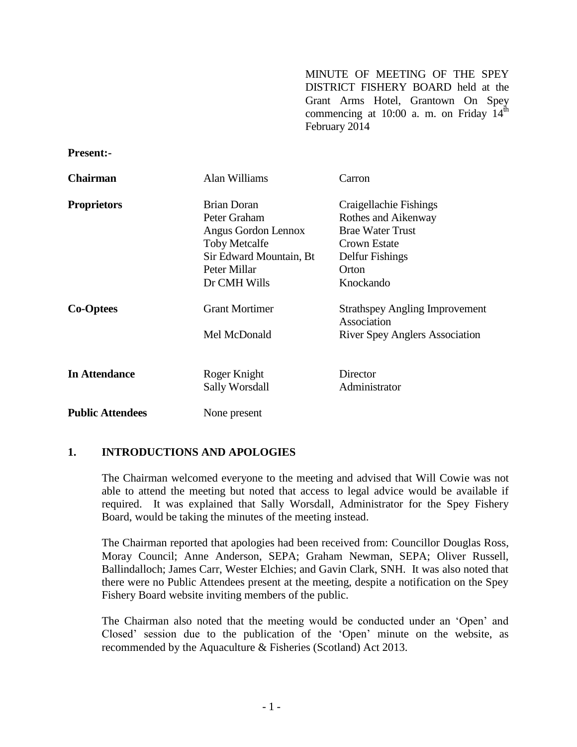MINUTE OF MEETING OF THE SPEY DISTRICT FISHERY BOARD held at the Grant Arms Hotel, Grantown On Spey commencing at 10:00 a. m. on Friday 14th February 2014

**Present:-**

| | | |
|---|---|---|
| **Chairman** | Alan Williams | Carron |
| **Proprietors** | Brian Doran | Craigellachie Fishings |
| | Peter Graham | Rothes and Aikenway |
| | Angus Gordon Lennox | Brae Water Trust |
| | Toby Metcalfe | Crown Estate |
| | Sir Edward Mountain, Bt | Delfur Fishings |
| | Peter Millar | Orton |
| | Dr CMH Wills | Knockando |
| **Co-Optees** | Grant Mortimer | Strathspey Angling Improvement Association |
| | Mel McDonald | River Spey Anglers Association |
| **In Attendance** | Roger Knight | Director |
| | Sally Worsdall | Administrator |
| **Public Attendees** | None present | |

## 1. INTRODUCTIONS AND APOLOGIES

The Chairman welcomed everyone to the meeting and advised that Will Cowie was not able to attend the meeting but noted that access to legal advice would be available if required. It was explained that Sally Worsdall, Administrator for the Spey Fishery Board, would be taking the minutes of the meeting instead.

The Chairman reported that apologies had been received from: Councillor Douglas Ross, Moray Council; Anne Anderson, SEPA; Graham Newman, SEPA; Oliver Russell, Ballindalloch; James Carr, Wester Elchies; and Gavin Clark, SNH. It was also noted that there were no Public Attendees present at the meeting, despite a notification on the Spey Fishery Board website inviting members of the public.

The Chairman also noted that the meeting would be conducted under an 'Open' and Closed' session due to the publication of the 'Open' minute on the website, as recommended by the Aquaculture & Fisheries (Scotland) Act 2013.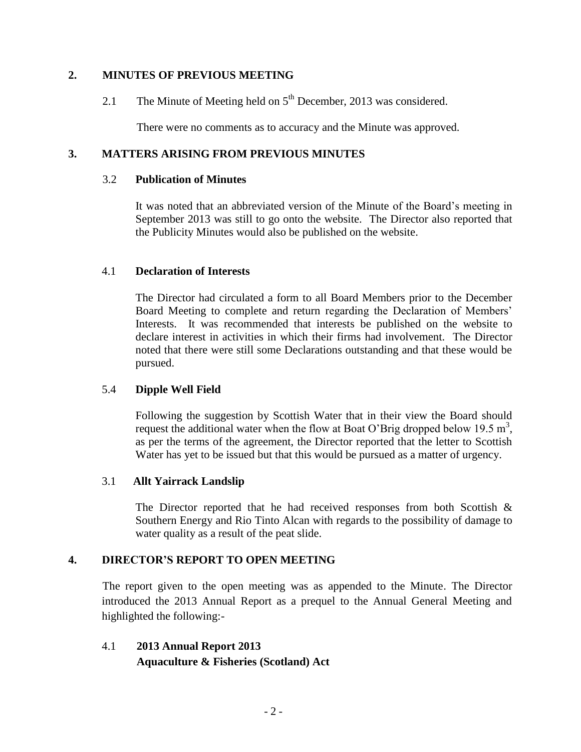## 2. MINUTES OF PREVIOUS MEETING

2.1 The Minute of Meeting held on 5th December, 2013 was considered.

There were no comments as to accuracy and the Minute was approved.

## 3. MATTERS ARISING FROM PREVIOUS MINUTES

### 3.2 Publication of Minutes

It was noted that an abbreviated version of the Minute of the Board's meeting in September 2013 was still to go onto the website. The Director also reported that the Publicity Minutes would also be published on the website.

### 4.1 Declaration of Interests

The Director had circulated a form to all Board Members prior to the December Board Meeting to complete and return regarding the Declaration of Members' Interests. It was recommended that interests be published on the website to declare interest in activities in which their firms had involvement. The Director noted that there were still some Declarations outstanding and that these would be pursued.

### 5.4 Dipple Well Field

Following the suggestion by Scottish Water that in their view the Board should request the additional water when the flow at Boat O'Brig dropped below 19.5 $m^3$, as per the terms of the agreement, the Director reported that the letter to Scottish Water has yet to be issued but that this would be pursued as a matter of urgency.

### 3.1 Allt Yairrack Landslip

The Director reported that he had received responses from both Scottish & Southern Energy and Rio Tinto Alcan with regards to the possibility of damage to water quality as a result of the peat slide.

## 4. DIRECTOR'S REPORT TO OPEN MEETING

The report given to the open meeting was as appended to the Minute. The Director introduced the 2013 Annual Report as a prequel to the Annual General Meeting and highlighted the following:-

### 4.1 2013 Annual Report 2013
**Aquaculture & Fisheries (Scotland) Act**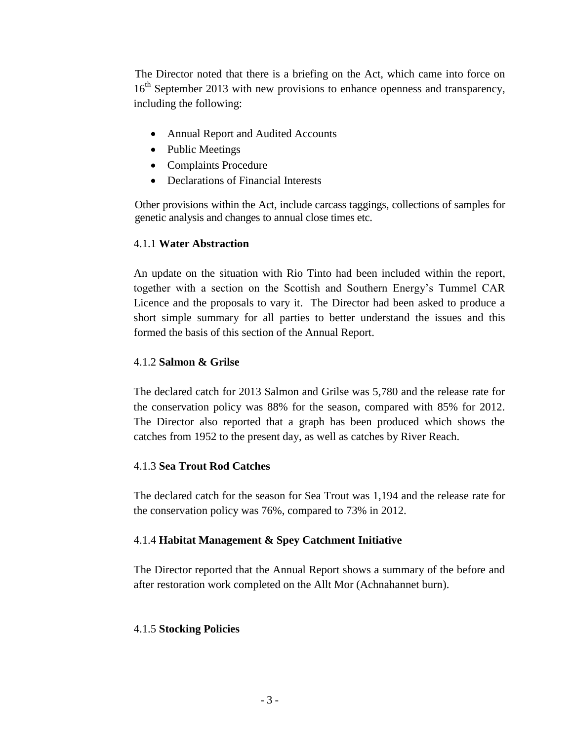The Director noted that there is a briefing on the Act, which came into force on 16th September 2013 with new provisions to enhance openness and transparency, including the following:

- Annual Report and Audited Accounts
- Public Meetings
- Complaints Procedure
- Declarations of Financial Interests

Other provisions within the Act, include carcass taggings, collections of samples for genetic analysis and changes to annual close times etc.

4.1.1 **Water Abstraction**

An update on the situation with Rio Tinto had been included within the report, together with a section on the Scottish and Southern Energy's Tummel CAR Licence and the proposals to vary it. The Director had been asked to produce a short simple summary for all parties to better understand the issues and this formed the basis of this section of the Annual Report.

4.1.2 **Salmon & Grilse**

The declared catch for 2013 Salmon and Grilse was 5,780 and the release rate for the conservation policy was 88% for the season, compared with 85% for 2012. The Director also reported that a graph has been produced which shows the catches from 1952 to the present day, as well as catches by River Reach.

4.1.3 **Sea Trout Rod Catches**

The declared catch for the season for Sea Trout was 1,194 and the release rate for the conservation policy was 76%, compared to 73% in 2012.

4.1.4 **Habitat Management & Spey Catchment Initiative**

The Director reported that the Annual Report shows a summary of the before and after restoration work completed on the Allt Mor (Achnahannet burn).

4.1.5 **Stocking Policies**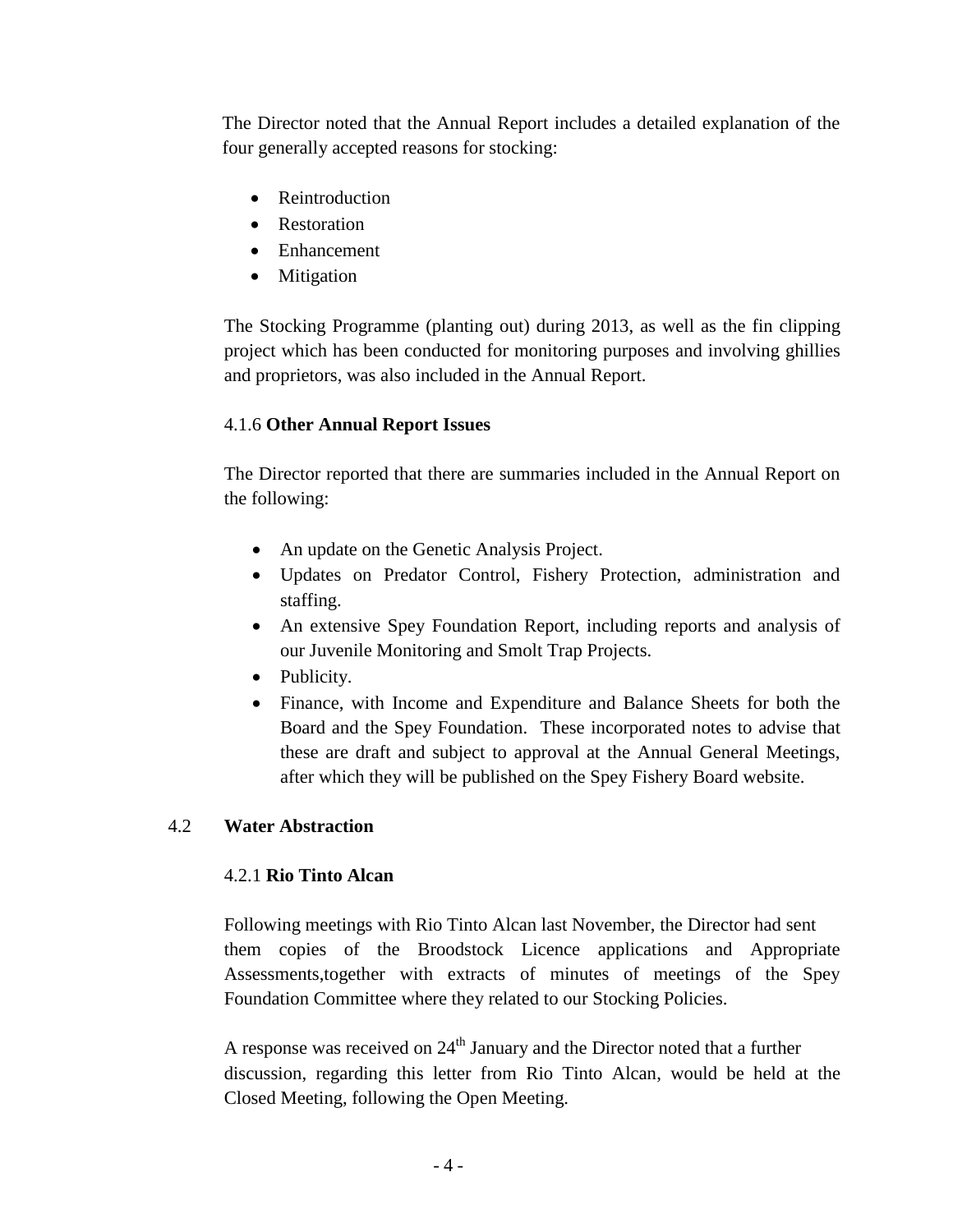The Director noted that the Annual Report includes a detailed explanation of the four generally accepted reasons for stocking:

- Reintroduction
- Restoration
- Enhancement
- Mitigation

The Stocking Programme (planting out) during 2013, as well as the fin clipping project which has been conducted for monitoring purposes and involving ghillies and proprietors, was also included in the Annual Report.

#### 4.1.6 **Other Annual Report Issues**

The Director reported that there are summaries included in the Annual Report on the following:

- An update on the Genetic Analysis Project.
- Updates on Predator Control, Fishery Protection, administration and staffing.
- An extensive Spey Foundation Report, including reports and analysis of our Juvenile Monitoring and Smolt Trap Projects.
- Publicity.
- Finance, with Income and Expenditure and Balance Sheets for both the Board and the Spey Foundation. These incorporated notes to advise that these are draft and subject to approval at the Annual General Meetings, after which they will be published on the Spey Fishery Board website.

### 4.2 **Water Abstraction**

#### 4.2.1 **Rio Tinto Alcan**

Following meetings with Rio Tinto Alcan last November, the Director had sent them copies of the Broodstock Licence applications and Appropriate Assessments,together with extracts of minutes of meetings of the Spey Foundation Committee where they related to our Stocking Policies.

A response was received on 24th January and the Director noted that a further discussion, regarding this letter from Rio Tinto Alcan, would be held at the Closed Meeting, following the Open Meeting.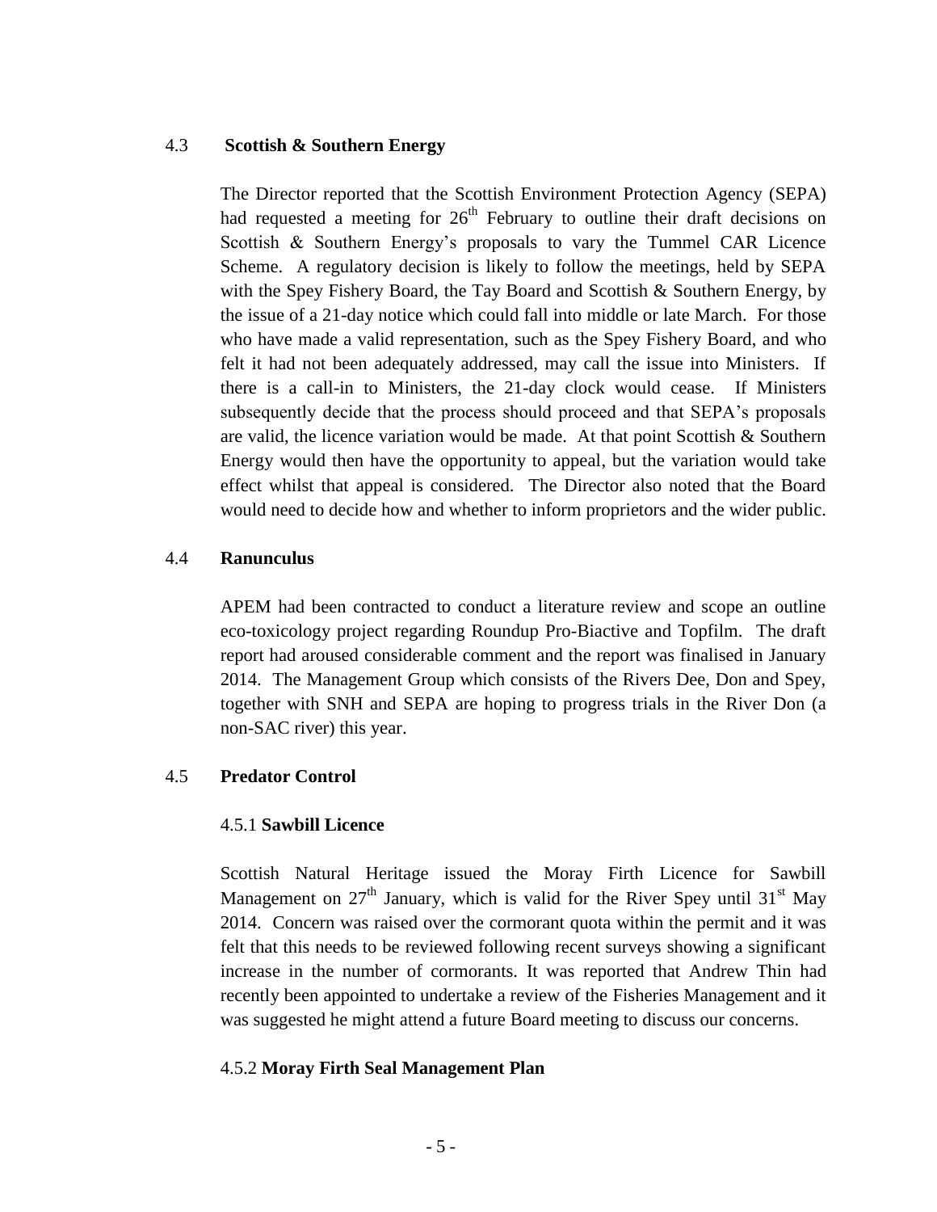## 4.3 Scottish & Southern Energy

The Director reported that the Scottish Environment Protection Agency (SEPA) had requested a meeting for 26th February to outline their draft decisions on Scottish & Southern Energy's proposals to vary the Tummel CAR Licence Scheme. A regulatory decision is likely to follow the meetings, held by SEPA with the Spey Fishery Board, the Tay Board and Scottish & Southern Energy, by the issue of a 21-day notice which could fall into middle or late March. For those who have made a valid representation, such as the Spey Fishery Board, and who felt it had not been adequately addressed, may call the issue into Ministers. If there is a call-in to Ministers, the 21-day clock would cease. If Ministers subsequently decide that the process should proceed and that SEPA's proposals are valid, the licence variation would be made. At that point Scottish & Southern Energy would then have the opportunity to appeal, but the variation would take effect whilst that appeal is considered. The Director also noted that the Board would need to decide how and whether to inform proprietors and the wider public.

## 4.4 Ranunculus

APEM had been contracted to conduct a literature review and scope an outline eco-toxicology project regarding Roundup Pro-Biactive and Topfilm. The draft report had aroused considerable comment and the report was finalised in January 2014. The Management Group which consists of the Rivers Dee, Don and Spey, together with SNH and SEPA are hoping to progress trials in the River Don (a non-SAC river) this year.

## 4.5 Predator Control

### 4.5.1 Sawbill Licence

Scottish Natural Heritage issued the Moray Firth Licence for Sawbill Management on 27th January, which is valid for the River Spey until 31st May 2014. Concern was raised over the cormorant quota within the permit and it was felt that this needs to be reviewed following recent surveys showing a significant increase in the number of cormorants. It was reported that Andrew Thin had recently been appointed to undertake a review of the Fisheries Management and it was suggested he might attend a future Board meeting to discuss our concerns.

### 4.5.2 Moray Firth Seal Management Plan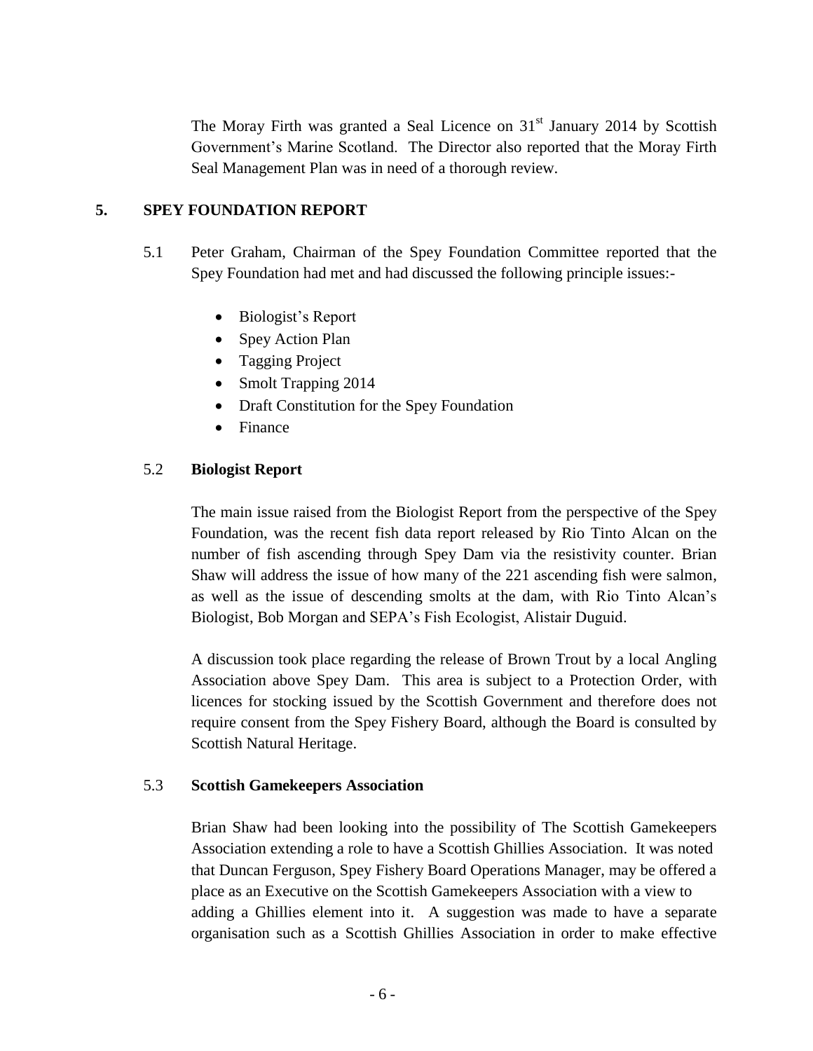The Moray Firth was granted a Seal Licence on 31st January 2014 by Scottish Government's Marine Scotland. The Director also reported that the Moray Firth Seal Management Plan was in need of a thorough review.

## 5. SPEY FOUNDATION REPORT

5.1 Peter Graham, Chairman of the Spey Foundation Committee reported that the Spey Foundation had met and had discussed the following principle issues:-

- Biologist's Report
- Spey Action Plan
- Tagging Project
- Smolt Trapping 2014
- Draft Constitution for the Spey Foundation
- Finance

### 5.2 Biologist Report

The main issue raised from the Biologist Report from the perspective of the Spey Foundation, was the recent fish data report released by Rio Tinto Alcan on the number of fish ascending through Spey Dam via the resistivity counter. Brian Shaw will address the issue of how many of the 221 ascending fish were salmon, as well as the issue of descending smolts at the dam, with Rio Tinto Alcan's Biologist, Bob Morgan and SEPA's Fish Ecologist, Alistair Duguid.

A discussion took place regarding the release of Brown Trout by a local Angling Association above Spey Dam. This area is subject to a Protection Order, with licences for stocking issued by the Scottish Government and therefore does not require consent from the Spey Fishery Board, although the Board is consulted by Scottish Natural Heritage.

### 5.3 Scottish Gamekeepers Association

Brian Shaw had been looking into the possibility of The Scottish Gamekeepers Association extending a role to have a Scottish Ghillies Association. It was noted that Duncan Ferguson, Spey Fishery Board Operations Manager, may be offered a place as an Executive on the Scottish Gamekeepers Association with a view to adding a Ghillies element into it. A suggestion was made to have a separate organisation such as a Scottish Ghillies Association in order to make effective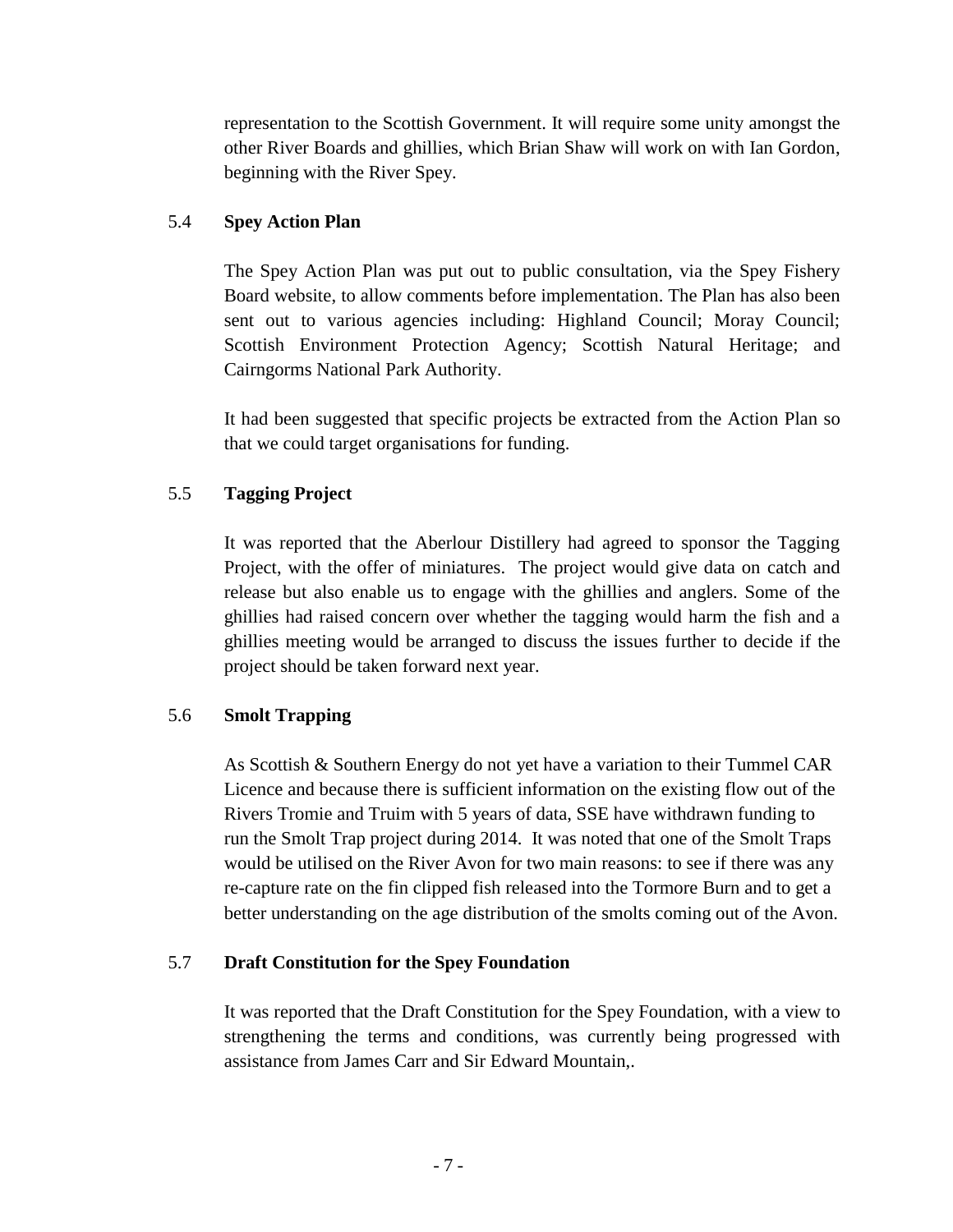representation to the Scottish Government. It will require some unity amongst the other River Boards and ghillies, which Brian Shaw will work on with Ian Gordon, beginning with the River Spey.

### 5.4 Spey Action Plan

The Spey Action Plan was put out to public consultation, via the Spey Fishery Board website, to allow comments before implementation. The Plan has also been sent out to various agencies including: Highland Council; Moray Council; Scottish Environment Protection Agency; Scottish Natural Heritage; and Cairngorms National Park Authority.

It had been suggested that specific projects be extracted from the Action Plan so that we could target organisations for funding.

### 5.5 Tagging Project

It was reported that the Aberlour Distillery had agreed to sponsor the Tagging Project, with the offer of miniatures. The project would give data on catch and release but also enable us to engage with the ghillies and anglers. Some of the ghillies had raised concern over whether the tagging would harm the fish and a ghillies meeting would be arranged to discuss the issues further to decide if the project should be taken forward next year.

### 5.6 Smolt Trapping

As Scottish & Southern Energy do not yet have a variation to their Tummel CAR Licence and because there is sufficient information on the existing flow out of the Rivers Tromie and Truim with 5 years of data, SSE have withdrawn funding to run the Smolt Trap project during 2014. It was noted that one of the Smolt Traps would be utilised on the River Avon for two main reasons: to see if there was any re-capture rate on the fin clipped fish released into the Tormore Burn and to get a better understanding on the age distribution of the smolts coming out of the Avon.

### 5.7 Draft Constitution for the Spey Foundation

It was reported that the Draft Constitution for the Spey Foundation, with a view to strengthening the terms and conditions, was currently being progressed with assistance from James Carr and Sir Edward Mountain,.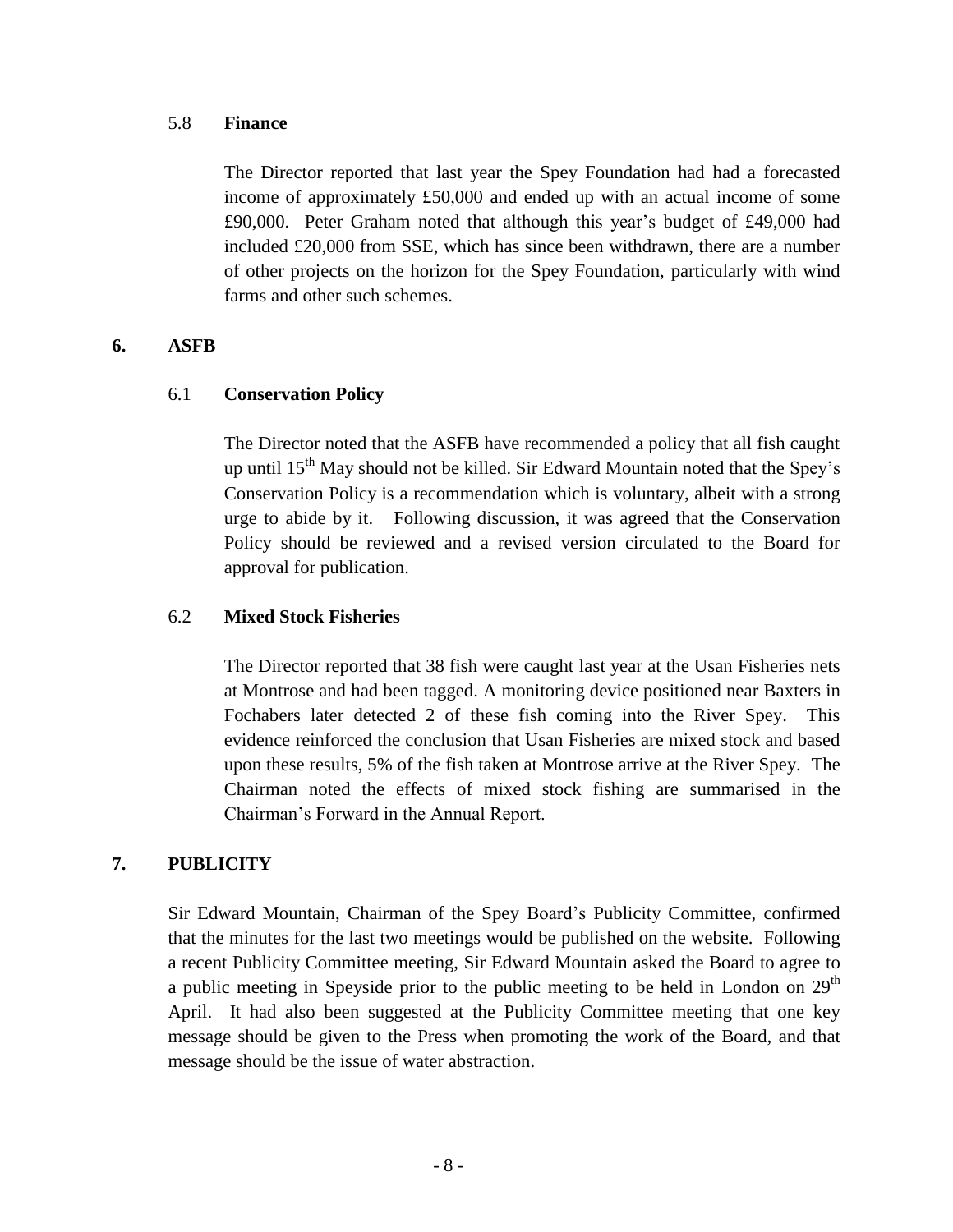### 5.8 **Finance**

The Director reported that last year the Spey Foundation had had a forecasted income of approximately £50,000 and ended up with an actual income of some £90,000. Peter Graham noted that although this year's budget of £49,000 had included £20,000 from SSE, which has since been withdrawn, there are a number of other projects on the horizon for the Spey Foundation, particularly with wind farms and other such schemes.

## 6. ASFB

### 6.1 **Conservation Policy**

The Director noted that the ASFB have recommended a policy that all fish caught up until 15th May should not be killed. Sir Edward Mountain noted that the Spey's Conservation Policy is a recommendation which is voluntary, albeit with a strong urge to abide by it. Following discussion, it was agreed that the Conservation Policy should be reviewed and a revised version circulated to the Board for approval for publication.

### 6.2 **Mixed Stock Fisheries**

The Director reported that 38 fish were caught last year at the Usan Fisheries nets at Montrose and had been tagged. A monitoring device positioned near Baxters in Fochabers later detected 2 of these fish coming into the River Spey. This evidence reinforced the conclusion that Usan Fisheries are mixed stock and based upon these results, 5% of the fish taken at Montrose arrive at the River Spey. The Chairman noted the effects of mixed stock fishing are summarised in the Chairman's Forward in the Annual Report.

## 7. PUBLICITY

Sir Edward Mountain, Chairman of the Spey Board's Publicity Committee, confirmed that the minutes for the last two meetings would be published on the website. Following a recent Publicity Committee meeting, Sir Edward Mountain asked the Board to agree to a public meeting in Speyside prior to the public meeting to be held in London on 29th April. It had also been suggested at the Publicity Committee meeting that one key message should be given to the Press when promoting the work of the Board, and that message should be the issue of water abstraction.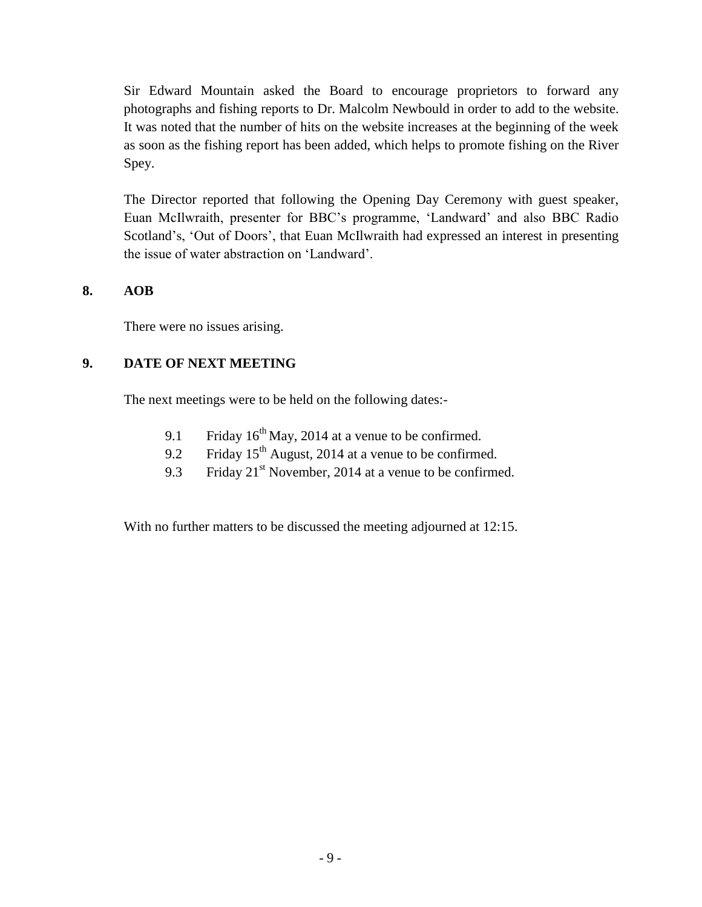Sir Edward Mountain asked the Board to encourage proprietors to forward any photographs and fishing reports to Dr. Malcolm Newbould in order to add to the website. It was noted that the number of hits on the website increases at the beginning of the week as soon as the fishing report has been added, which helps to promote fishing on the River Spey.

The Director reported that following the Opening Day Ceremony with guest speaker, Euan McIlwraith, presenter for BBC's programme, 'Landward' and also BBC Radio Scotland's, 'Out of Doors', that Euan McIlwraith had expressed an interest in presenting the issue of water abstraction on 'Landward'.

## 8. AOB

There were no issues arising.

## 9. DATE OF NEXT MEETING

The next meetings were to be held on the following dates:-

9.1 Friday 16th May, 2014 at a venue to be confirmed.
9.2 Friday 15th August, 2014 at a venue to be confirmed.
9.3 Friday 21st November, 2014 at a venue to be confirmed.

With no further matters to be discussed the meeting adjourned at 12:15.